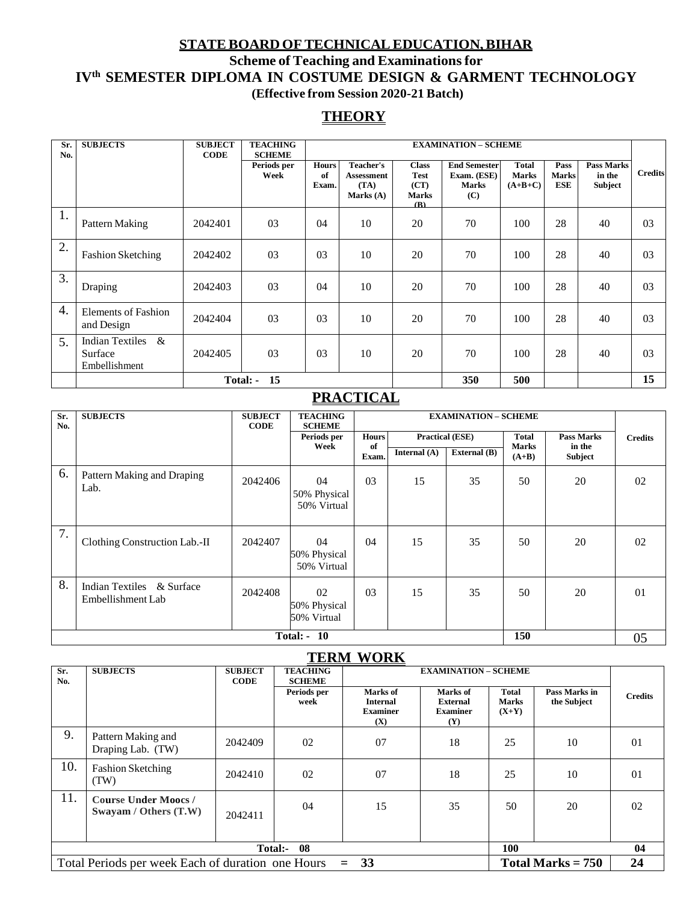# STATE BOARD OF TECHNICAL EDUCATION, BIHAR

## Scheme of Teaching and Examinations for

## IV[th] SEMESTER DIPLOMA IN COSTUME DESIGN & GARMENT TECHNOLOGY

**(Effective from Session 2020-21 Batch)**

## THEORY

| Sr. No. | SUBJECTS | SUBJECT CODE | TEACHING SCHEME | EXAMINATION – SCHEME | | | | | | | | Credits |
|---|---|---|---|---|---|---|---|---|---|---|---|---|
| | | | Periods per Week | Hours of Exam. | Teacher's Assessment (TA) Marks (A) | Class Test (CT) Marks (B) | End Semester Exam. (ESE) Marks (C) | Total Marks (A+B+C) | Pass Marks ESE | Pass Marks in the Subject | | |
| 1. | Pattern Making | 2042401 | 03 | 04 | 10 | 20 | 70 | 100 | 28 | 40 | | 03 |
| 2. | Fashion Sketching | 2042402 | 03 | 03 | 10 | 20 | 70 | 100 | 28 | 40 | | 03 |
| 3. | Draping | 2042403 | 03 | 04 | 10 | 20 | 70 | 100 | 28 | 40 | | 03 |
| 4. | Elements of Fashion and Design | 2042404 | 03 | 03 | 10 | 20 | 70 | 100 | 28 | 40 | | 03 |
| 5. | Indian Textiles & Surface Embellishment | 2042405 | 03 | 03 | 10 | 20 | 70 | 100 | 28 | 40 | | 03 |
| | | Total: - 15 | | | | | 350 | 500 | | | | 15 |

## PRACTICAL

| Sr. No. | SUBJECTS | SUBJECT CODE | TEACHING SCHEME | EXAMINATION – SCHEME | | | | | Credits |
|---|---|---|---|---|---|---|---|---|---|
| | | | Periods per Week | Hours of Exam. | Practical (ESE) | | Total Marks (A+B) | Pass Marks in the Subject | |
| | | | | | Internal (A) | External (B) | | | |
| 6. | Pattern Making and Draping Lab. | 2042406 | 04 50% Physical 50% Virtual | 03 | 15 | 35 | 50 | 20 | 02 |
| 7. | Clothing Construction Lab.-II | 2042407 | 04 50% Physical 50% Virtual | 04 | 15 | 35 | 50 | 20 | 02 |
| 8. | Indian Textiles & Surface Embellishment Lab | 2042408 | 02 50% Physical 50% Virtual | 03 | 15 | 35 | 50 | 20 | 01 |
| | | Total: - 10 | | | | | 150 | | 05 |

## TERM WORK

| Sr. No. | SUBJECTS | SUBJECT CODE | TEACHING SCHEME | EXAMINATION – SCHEME | | | | Credits |
|---|---|---|---|---|---|---|---|---|
| | | | Periods per week | Marks of Internal Examiner (X) | Marks of External Examiner (Y) | Total Marks (X+Y) | Pass Marks in the Subject | |
| 9. | Pattern Making and Draping Lab. (TW) | 2042409 | 02 | 07 | 18 | 25 | 10 | 01 |
| 10. | Fashion Sketching (TW) | 2042410 | 02 | 07 | 18 | 25 | 10 | 01 |
| 11. | **Course Under Moocs / Swayam / Others (T.W)** | 2042411 | 04 | 15 | 35 | 50 | 20 | 02 |
| | | Total:- 08 | | | | 100 | | 04 |
| Total Periods per week Each of duration one Hours = 33 | | | | | | Total Marks = 750 | | 24 |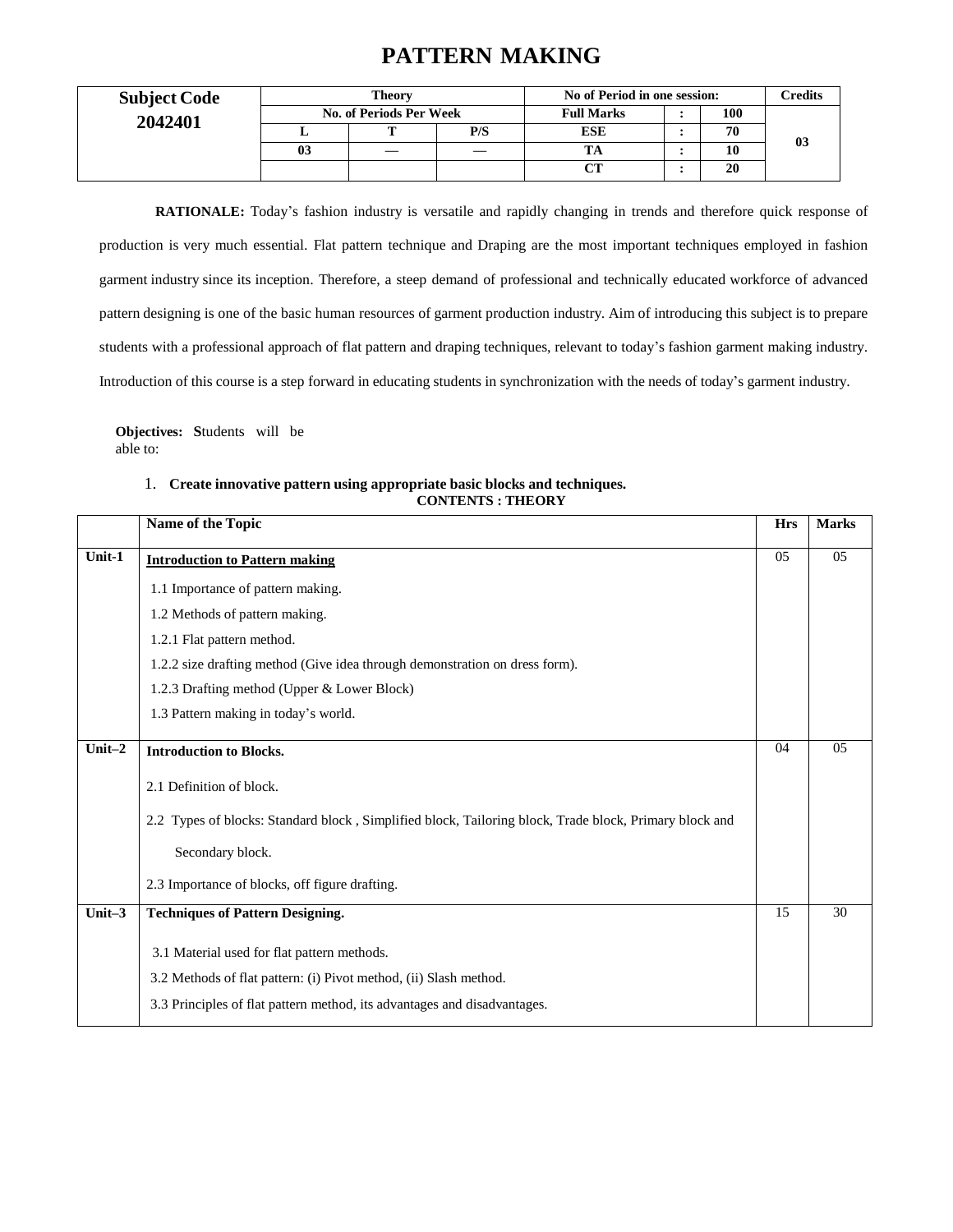# PATTERN MAKING

| Subject Code 2042401 | Theory | | | No of Period in one session: | | | Credits |
|---|---|---|---|---|---|---|---|
| | No. of Periods Per Week | | | Full Marks | : | 100 | 03 |
| | L | T | P/S | ESE | : | 70 | |
| | 03 | — | — | TA | : | 10 | |
| | | | | CT | : | 20 | |

**RATIONALE:** Today's fashion industry is versatile and rapidly changing in trends and therefore quick response of production is very much essential. Flat pattern technique and Draping are the most important techniques employed in fashion garment industry since its inception. Therefore, a steep demand of professional and technically educated workforce of advanced pattern designing is one of the basic human resources of garment production industry. Aim of introducing this subject is to prepare students with a professional approach of flat pattern and draping techniques, relevant to today's fashion garment making industry. Introduction of this course is a step forward in educating students in synchronization with the needs of today's garment industry.

**Objectives: S**tudents will be able to:

1. **Create innovative pattern using appropriate basic blocks and techniques.**

**CONTENTS : THEORY**

| | Name of the Topic | Hrs | Marks |
|---|---|---|---|
| Unit-1 | **Introduction to Pattern making**<br>1.1 Importance of pattern making.<br>1.2 Methods of pattern making.<br>1.2.1 Flat pattern method.<br>1.2.2 size drafting method (Give idea through demonstration on dress form).<br>1.2.3 Drafting method (Upper & Lower Block)<br>1.3 Pattern making in today's world. | 05 | 05 |
| Unit–2 | **Introduction to Blocks.**<br>2.1 Definition of block.<br>2.2 Types of blocks: Standard block , Simplified block, Tailoring block, Trade block, Primary block and Secondary block.<br>2.3 Importance of blocks, off figure drafting. | 04 | 05 |
| Unit–3 | **Techniques of Pattern Designing.**<br>3.1 Material used for flat pattern methods.<br>3.2 Methods of flat pattern: (i) Pivot method, (ii) Slash method.<br>3.3 Principles of flat pattern method, its advantages and disadvantages. | 15 | 30 |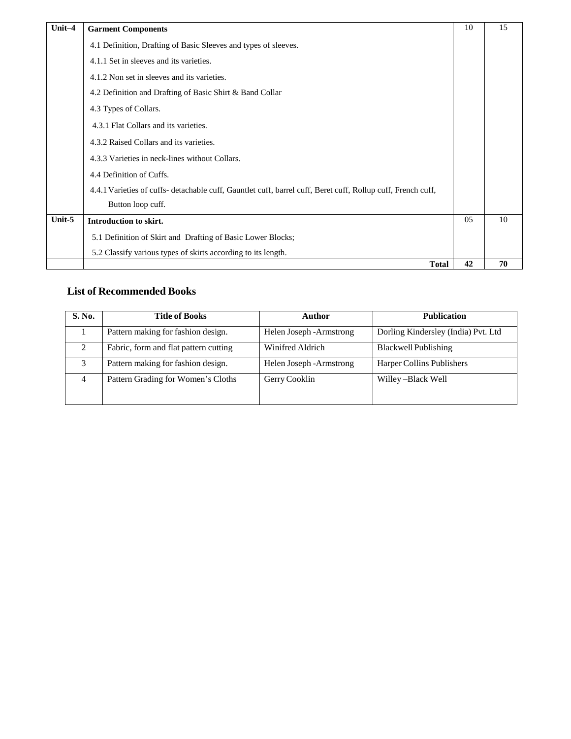| Unit–4 | **Garment Components**<br>4.1 Definition, Drafting of Basic Sleeves and types of sleeves.<br>4.1.1 Set in sleeves and its varieties.<br>4.1.2 Non set in sleeves and its varieties.<br>4.2 Definition and Drafting of Basic Shirt & Band Collar<br>4.3 Types of Collars.<br>4.3.1 Flat Collars and its varieties.<br>4.3.2 Raised Collars and its varieties.<br>4.3.3 Varieties in neck-lines without Collars.<br>4.4 Definition of Cuffs.<br>4.4.1 Varieties of cuffs- detachable cuff, Gauntlet cuff, barrel cuff, Beret cuff, Rollup cuff, French cuff, Button loop cuff. | 10 | 15 |
|---|---|---|---|
| Unit-5 | **Introduction to skirt.**<br>5.1 Definition of Skirt and Drafting of Basic Lower Blocks;<br>5.2 Classify various types of skirts according to its length. | 05 | 10 |
| | **Total** | **42** | **70** |

## List of Recommended Books

| S. No. | Title of Books | Author | Publication |
|---|---|---|---|
| 1 | Pattern making for fashion design. | Helen Joseph -Armstrong | Dorling Kindersley (India) Pvt. Ltd |
| 2 | Fabric, form and flat pattern cutting | Winifred Aldrich | Blackwell Publishing |
| 3 | Pattern making for fashion design. | Helen Joseph -Armstrong | Harper Collins Publishers |
| 4 | Pattern Grading for Women's Cloths | Gerry Cooklin | Willey –Black Well |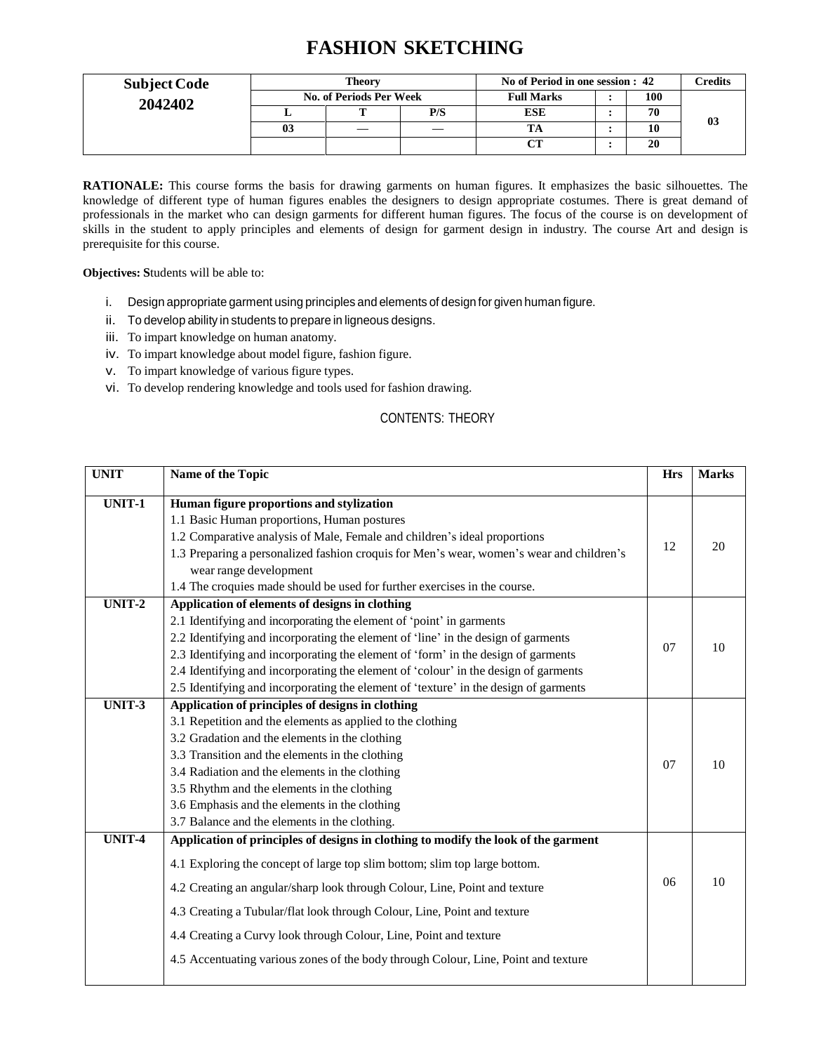# FASHION SKETCHING

| Subject Code | Theory | | | No of Period in one session : 42 | | | Credits |
|---|---|---|---|---|---|---|---|
| 2042402 | No. of Periods Per Week | | | Full Marks | : | 100 | 03 |
| | L | T | P/S | ESE | : | 70 | |
| | 03 | — | — | TA | : | 10 | |
| | | | | CT | : | 20 | |

**RATIONALE:** This course forms the basis for drawing garments on human figures. It emphasizes the basic silhouettes. The knowledge of different type of human figures enables the designers to design appropriate costumes. There is great demand of professionals in the market who can design garments for different human figures. The focus of the course is on development of skills in the student to apply principles and elements of design for garment design in industry. The course Art and design is prerequisite for this course.

**Objectives: S**tudents will be able to:

i. Design appropriate garment using principles and elements of design for given human figure.
ii. To develop ability in students to prepare in ligneous designs.
iii. To impart knowledge on human anatomy.
iv. To impart knowledge about model figure, fashion figure.
v. To impart knowledge of various figure types.
vi. To develop rendering knowledge and tools used for fashion drawing.

CONTENTS: THEORY

| UNIT | Name of the Topic | Hrs | Marks |
|---|---|---|---|
| UNIT-1 | **Human figure proportions and stylization**<br>1.1 Basic Human proportions, Human postures<br>1.2 Comparative analysis of Male, Female and children's ideal proportions<br>1.3 Preparing a personalized fashion croquis for Men's wear, women's wear and children's wear range development<br>1.4 The croquies made should be used for further exercises in the course. | 12 | 20 |
| UNIT-2 | **Application of elements of designs in clothing**<br>2.1 Identifying and incorporating the element of 'point' in garments<br>2.2 Identifying and incorporating the element of 'line' in the design of garments<br>2.3 Identifying and incorporating the element of 'form' in the design of garments<br>2.4 Identifying and incorporating the element of 'colour' in the design of garments<br>2.5 Identifying and incorporating the element of 'texture' in the design of garments | 07 | 10 |
| UNIT-3 | **Application of principles of designs in clothing**<br>3.1 Repetition and the elements as applied to the clothing<br>3.2 Gradation and the elements in the clothing<br>3.3 Transition and the elements in the clothing<br>3.4 Radiation and the elements in the clothing<br>3.5 Rhythm and the elements in the clothing<br>3.6 Emphasis and the elements in the clothing<br>3.7 Balance and the elements in the clothing. | 07 | 10 |
| UNIT-4 | **Application of principles of designs in clothing to modify the look of the garment**<br>4.1 Exploring the concept of large top slim bottom; slim top large bottom.<br>4.2 Creating an angular/sharp look through Colour, Line, Point and texture<br>4.3 Creating a Tubular/flat look through Colour, Line, Point and texture<br>4.4 Creating a Curvy look through Colour, Line, Point and texture<br>4.5 Accentuating various zones of the body through Colour, Line, Point and texture | 06 | 10 |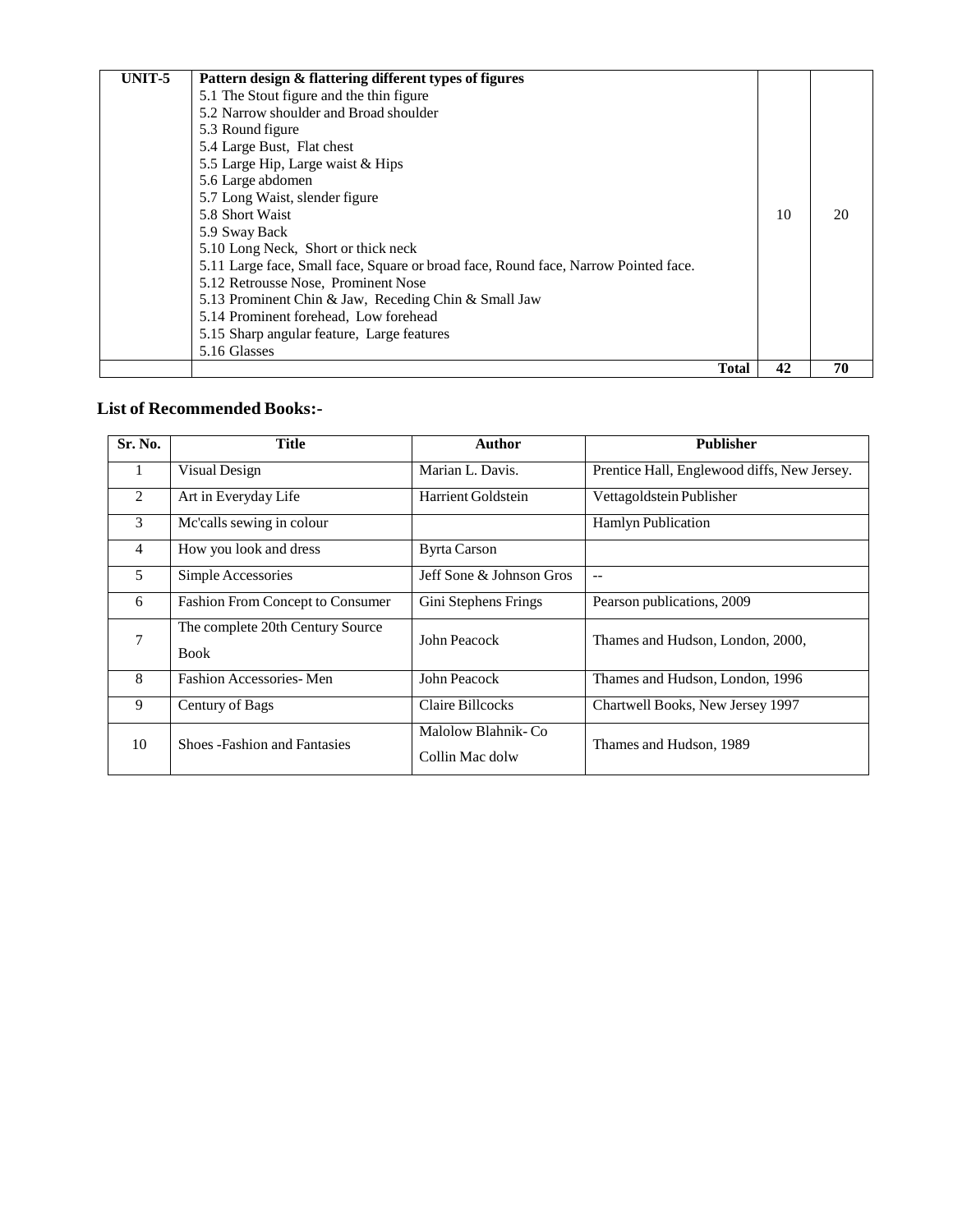| UNIT-5 | **Pattern design & flattering different types of figures**<br>5.1 The Stout figure and the thin figure<br>5.2 Narrow shoulder and Broad shoulder<br>5.3 Round figure<br>5.4 Large Bust, Flat chest<br>5.5 Large Hip, Large waist & Hips<br>5.6 Large abdomen<br>5.7 Long Waist, slender figure<br>5.8 Short Waist<br>5.9 Sway Back<br>5.10 Long Neck, Short or thick neck<br>5.11 Large face, Small face, Square or broad face, Round face, Narrow Pointed face.<br>5.12 Retrousse Nose, Prominent Nose<br>5.13 Prominent Chin & Jaw, Receding Chin & Small Jaw<br>5.14 Prominent forehead, Low forehead<br>5.15 Sharp angular feature, Large features<br>5.16 Glasses | 10 | 20 |
|---|---|---|---|
| | **Total** | **42** | **70** |

## List of Recommended Books:-

| Sr. No. | Title | Author | Publisher |
|---|---|---|---|
| 1 | Visual Design | Marian L. Davis. | Prentice Hall, Englewood diffs, New Jersey. |
| 2 | Art in Everyday Life | Harrient Goldstein | Vettagoldstein Publisher |
| 3 | Mc'calls sewing in colour | | Hamlyn Publication |
| 4 | How you look and dress | Byrta Carson | |
| 5 | Simple Accessories | Jeff Sone & Johnson Gros | -- |
| 6 | Fashion From Concept to Consumer | Gini Stephens Frings | Pearson publications, 2009 |
| 7 | The complete 20th Century Source Book | John Peacock | Thames and Hudson, London, 2000, |
| 8 | Fashion Accessories- Men | John Peacock | Thames and Hudson, London, 1996 |
| 9 | Century of Bags | Claire Billcocks | Chartwell Books, New Jersey 1997 |
| 10 | Shoes -Fashion and Fantasies | Malolow Blahnik- Co Collin Mac dolw | Thames and Hudson, 1989 |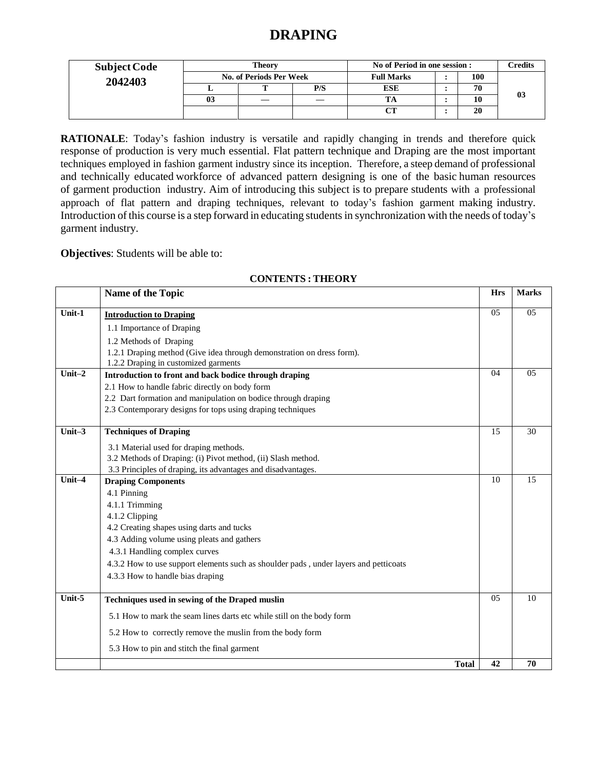# DRAPING

| Subject Code | Theory | | | No of Period in one session : | | | Credits |
|---|---|---|---|---|---|---|---|
| 2042403 | No. of Periods Per Week | | | Full Marks | : | 100 | |
| | L | T | P/S | ESE | : | 70 | 03 |
| | 03 | — | — | TA | : | 10 | |
| | | | | CT | : | 20 | |

**RATIONALE**: Today's fashion industry is versatile and rapidly changing in trends and therefore quick response of production is very much essential. Flat pattern technique and Draping are the most important techniques employed in fashion garment industry since its inception. Therefore, a steep demand of professional and technically educated workforce of advanced pattern designing is one of the basic human resources of garment production industry. Aim of introducing this subject is to prepare students with a professional approach of flat pattern and draping techniques, relevant to today's fashion garment making industry. Introduction of this course is a step forward in educating students in synchronization with the needs of today's garment industry.

**Objectives**: Students will be able to:

**CONTENTS : THEORY**

| | Name of the Topic | Hrs | Marks |
|---|---|---|---|
| Unit-1 | **Introduction to Draping**<br>1.1 Importance of Draping<br>1.2 Methods of Draping<br>1.2.1 Draping method (Give idea through demonstration on dress form).<br>1.2.2 Draping in customized garments | 05 | 05 |
| Unit–2 | **Introduction to front and back bodice through draping**<br>2.1 How to handle fabric directly on body form<br>2.2 Dart formation and manipulation on bodice through draping<br>2.3 Contemporary designs for tops using draping techniques | 04 | 05 |
| Unit–3 | **Techniques of Draping**<br>3.1 Material used for draping methods.<br>3.2 Methods of Draping: (i) Pivot method, (ii) Slash method.<br>3.3 Principles of draping, its advantages and disadvantages. | 15 | 30 |
| Unit–4 | **Draping Components**<br>4.1 Pinning<br>4.1.1 Trimming<br>4.1.2 Clipping<br>4.2 Creating shapes using darts and tucks<br>4.3 Adding volume using pleats and gathers<br>4.3.1 Handling complex curves<br>4.3.2 How to use support elements such as shoulder pads , under layers and petticoats<br>4.3.3 How to handle bias draping | 10 | 15 |
| Unit-5 | **Techniques used in sewing of the Draped muslin**<br>5.1 How to mark the seam lines darts etc while still on the body form<br>5.2 How to correctly remove the muslin from the body form<br>5.3 How to pin and stitch the final garment | 05 | 10 |
| | **Total** | **42** | **70** |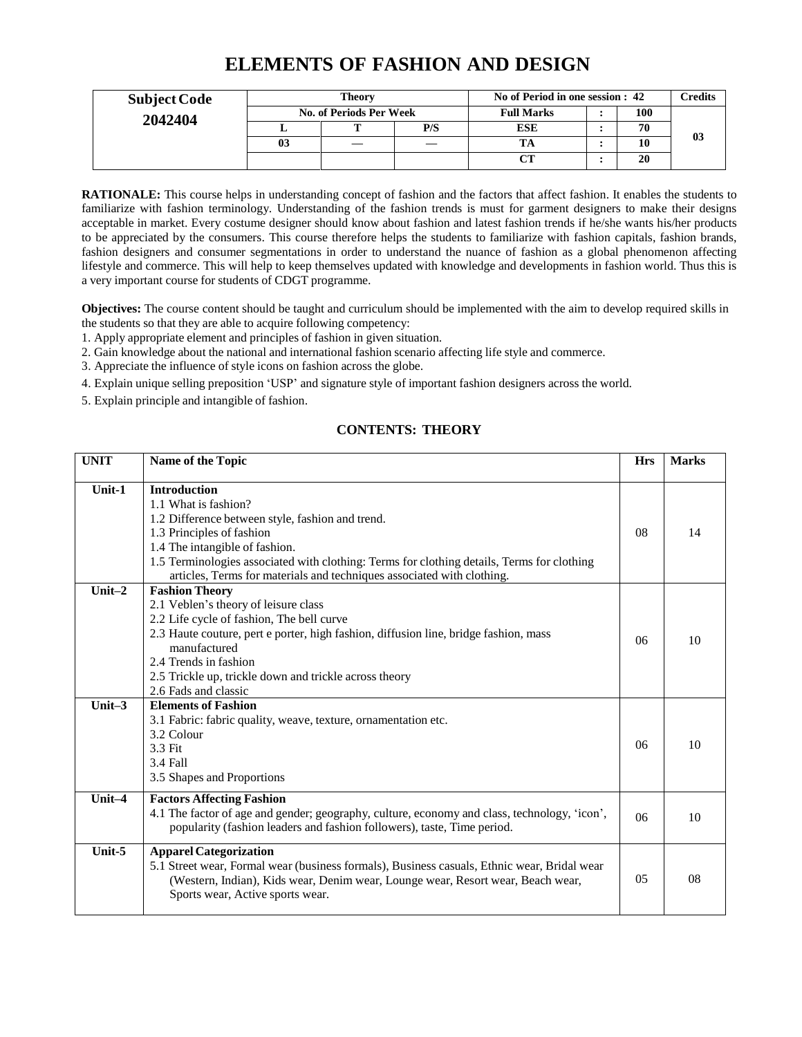# ELEMENTS OF FASHION AND DESIGN

| Subject Code | Theory | | | No of Period in one session : 42 | | | Credits |
|---|---|---|---|---|---|---|---|
| 2042404 | No. of Periods Per Week | | | Full Marks | : | 100 | 03 |
| | L | T | P/S | ESE | : | 70 | |
| | 03 | — | — | TA | : | 10 | |
| | | | | CT | : | 20 | |

**RATIONALE:** This course helps in understanding concept of fashion and the factors that affect fashion. It enables the students to familiarize with fashion terminology. Understanding of the fashion trends is must for garment designers to make their designs acceptable in market. Every costume designer should know about fashion and latest fashion trends if he/she wants his/her products to be appreciated by the consumers. This course therefore helps the students to familiarize with fashion capitals, fashion brands, fashion designers and consumer segmentations in order to understand the nuance of fashion as a global phenomenon affecting lifestyle and commerce. This will help to keep themselves updated with knowledge and developments in fashion world. Thus this is a very important course for students of CDGT programme.

**Objectives:** The course content should be taught and curriculum should be implemented with the aim to develop required skills in the students so that they are able to acquire following competency:

1. Apply appropriate element and principles of fashion in given situation.
2. Gain knowledge about the national and international fashion scenario affecting life style and commerce.
3. Appreciate the influence of style icons on fashion across the globe.
4. Explain unique selling preposition 'USP' and signature style of important fashion designers across the world.
5. Explain principle and intangible of fashion.

## CONTENTS: THEORY

| UNIT | Name of the Topic | Hrs | Marks |
|---|---|---|---|
| Unit-1 | **Introduction**<br>1.1 What is fashion?<br>1.2 Difference between style, fashion and trend.<br>1.3 Principles of fashion<br>1.4 The intangible of fashion.<br>1.5 Terminologies associated with clothing: Terms for clothing details, Terms for clothing articles, Terms for materials and techniques associated with clothing. | 08 | 14 |
| Unit–2 | **Fashion Theory**<br>2.1 Veblen's theory of leisure class<br>2.2 Life cycle of fashion, The bell curve<br>2.3 Haute couture, pert e porter, high fashion, diffusion line, bridge fashion, mass manufactured<br>2.4 Trends in fashion<br>2.5 Trickle up, trickle down and trickle across theory<br>2.6 Fads and classic | 06 | 10 |
| Unit–3 | **Elements of Fashion**<br>3.1 Fabric: fabric quality, weave, texture, ornamentation etc.<br>3.2 Colour<br>3.3 Fit<br>3.4 Fall<br>3.5 Shapes and Proportions | 06 | 10 |
| Unit–4 | **Factors Affecting Fashion**<br>4.1 The factor of age and gender; geography, culture, economy and class, technology, 'icon', popularity (fashion leaders and fashion followers), taste, Time period. | 06 | 10 |
| Unit-5 | **Apparel Categorization**<br>5.1 Street wear, Formal wear (business formals), Business casuals, Ethnic wear, Bridal wear (Western, Indian), Kids wear, Denim wear, Lounge wear, Resort wear, Beach wear, Sports wear, Active sports wear. | 05 | 08 |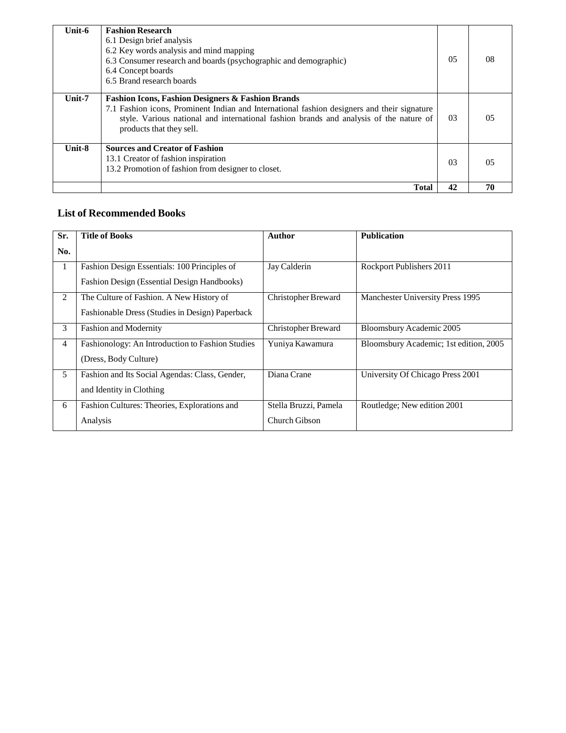| | | | |
|---|---|---|---|
| **Unit-6** | **Fashion Research**<br>6.1 Design brief analysis<br>6.2 Key words analysis and mind mapping<br>6.3 Consumer research and boards (psychographic and demographic)<br>6.4 Concept boards<br>6.5 Brand research boards | 05 | 08 |
| **Unit-7** | **Fashion Icons, Fashion Designers & Fashion Brands**<br>7.1 Fashion icons, Prominent Indian and International fashion designers and their signature style. Various national and international fashion brands and analysis of the nature of products that they sell. | 03 | 05 |
| **Unit-8** | **Sources and Creator of Fashion**<br>13.1 Creator of fashion inspiration<br>13.2 Promotion of fashion from designer to closet. | 03 | 05 |
| | **Total** | **42** | **70** |

## List of Recommended Books

| Sr. No. | Title of Books | Author | Publication |
|---|---|---|---|
| 1 | Fashion Design Essentials: 100 Principles of Fashion Design (Essential Design Handbooks) | Jay Calderin | Rockport Publishers 2011 |
| 2 | The Culture of Fashion. A New History of Fashionable Dress (Studies in Design) Paperback | Christopher Breward | Manchester University Press 1995 |
| 3 | Fashion and Modernity | Christopher Breward | Bloomsbury Academic 2005 |
| 4 | Fashionology: An Introduction to Fashion Studies (Dress, Body Culture) | Yuniya Kawamura | Bloomsbury Academic; 1st edition, 2005 |
| 5 | Fashion and Its Social Agendas: Class, Gender, and Identity in Clothing | Diana Crane | University Of Chicago Press 2001 |
| 6 | Fashion Cultures: Theories, Explorations and Analysis | Stella Bruzzi, Pamela Church Gibson | Routledge; New edition 2001 |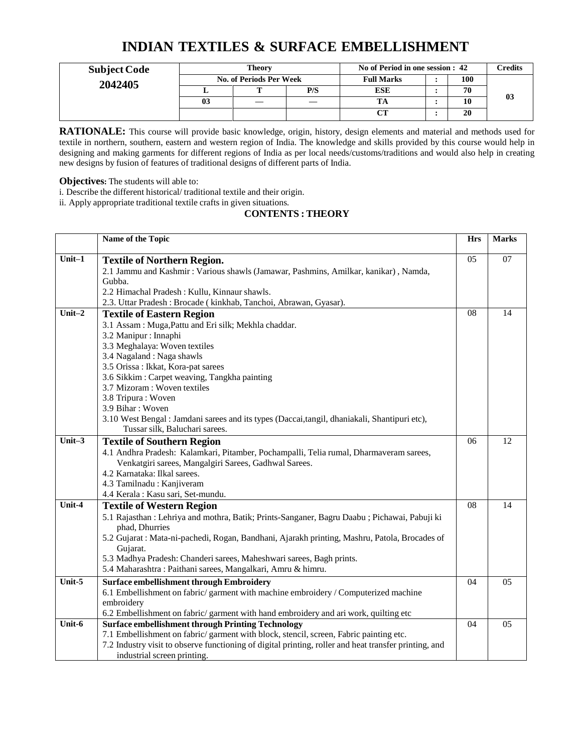# INDIAN TEXTILES & SURFACE EMBELLISHMENT

| Subject Code | Theory | | | No of Period in one session : 42 | | | Credits |
|---|---|---|---|---|---|---|---|
| 2042405 | No. of Periods Per Week | | | Full Marks | : | 100 | 03 |
| | L | T | P/S | ESE | : | 70 | |
| | 03 | — | — | TA | : | 10 | |
| | | | | CT | : | 20 | |

**RATIONALE:** This course will provide basic knowledge, origin, history, design elements and material and methods used for textile in northern, southern, eastern and western region of India. The knowledge and skills provided by this course would help in designing and making garments for different regions of India as per local needs/customs/traditions and would also help in creating new designs by fusion of features of traditional designs of different parts of India.

**Objectives:** The students will able to:

i. Describe the different historical/ traditional textile and their origin.

ii. Apply appropriate traditional textile crafts in given situations.

**CONTENTS : THEORY**

| | Name of the Topic | Hrs | Marks |
|---|---|---|---|
| Unit–1 | **Textile of Northern Region.**<br>2.1 Jammu and Kashmir : Various shawls (Jamawar, Pashmins, Amilkar, kanikar) , Namda, Gubba.<br>2.2 Himachal Pradesh : Kullu, Kinnaur shawls.<br>2.3. Uttar Pradesh : Brocade ( kinkhab, Tanchoi, Abrawan, Gyasar). | 05 | 07 |
| Unit–2 | **Textile of Eastern Region**<br>3.1 Assam : Muga,Pattu and Eri silk; Mekhla chaddar.<br>3.2 Manipur : Innaphi<br>3.3 Meghalaya: Woven textiles<br>3.4 Nagaland : Naga shawls<br>3.5 Orissa : Ikkat, Kora-pat sarees<br>3.6 Sikkim : Carpet weaving, Tangkha painting<br>3.7 Mizoram : Woven textiles<br>3.8 Tripura : Woven<br>3.9 Bihar : Woven<br>3.10 West Bengal : Jamdani sarees and its types (Daccai,tangil, dhaniakali, Shantipuri etc), Tussar silk, Baluchari sarees. | 08 | 14 |
| Unit–3 | **Textile of Southern Region**<br>4.1 Andhra Pradesh: Kalamkari, Pitamber, Pochampalli, Telia rumal, Dharmaveram sarees, Venkatgiri sarees, Mangalgiri Sarees, Gadhwal Sarees.<br>4.2 Karnataka: Ilkal sarees.<br>4.3 Tamilnadu : Kanjiveram<br>4.4 Kerala : Kasu sari, Set-mundu. | 06 | 12 |
| Unit-4 | **Textile of Western Region**<br>5.1 Rajasthan : Lehriya and mothra, Batik; Prints-Sanganer, Bagru Daabu ; Pichawai, Pabuji ki phad, Dhurries<br>5.2 Gujarat : Mata-ni-pachedi, Rogan, Bandhani, Ajarakh printing, Mashru, Patola, Brocades of Gujarat.<br>5.3 Madhya Pradesh: Chanderi sarees, Maheshwari sarees, Bagh prints.<br>5.4 Maharashtra : Paithani sarees, Mangalkari, Amru & himru. | 08 | 14 |
| Unit-5 | **Surface embellishment through Embroidery**<br>6.1 Embellishment on fabric/ garment with machine embroidery / Computerized machine embroidery<br>6.2 Embellishment on fabric/ garment with hand embroidery and ari work, quilting etc | 04 | 05 |
| Unit-6 | **Surface embellishment through Printing Technology**<br>7.1 Embellishment on fabric/ garment with block, stencil, screen, Fabric painting etc.<br>7.2 Industry visit to observe functioning of digital printing, roller and heat transfer printing, and industrial screen printing. | 04 | 05 |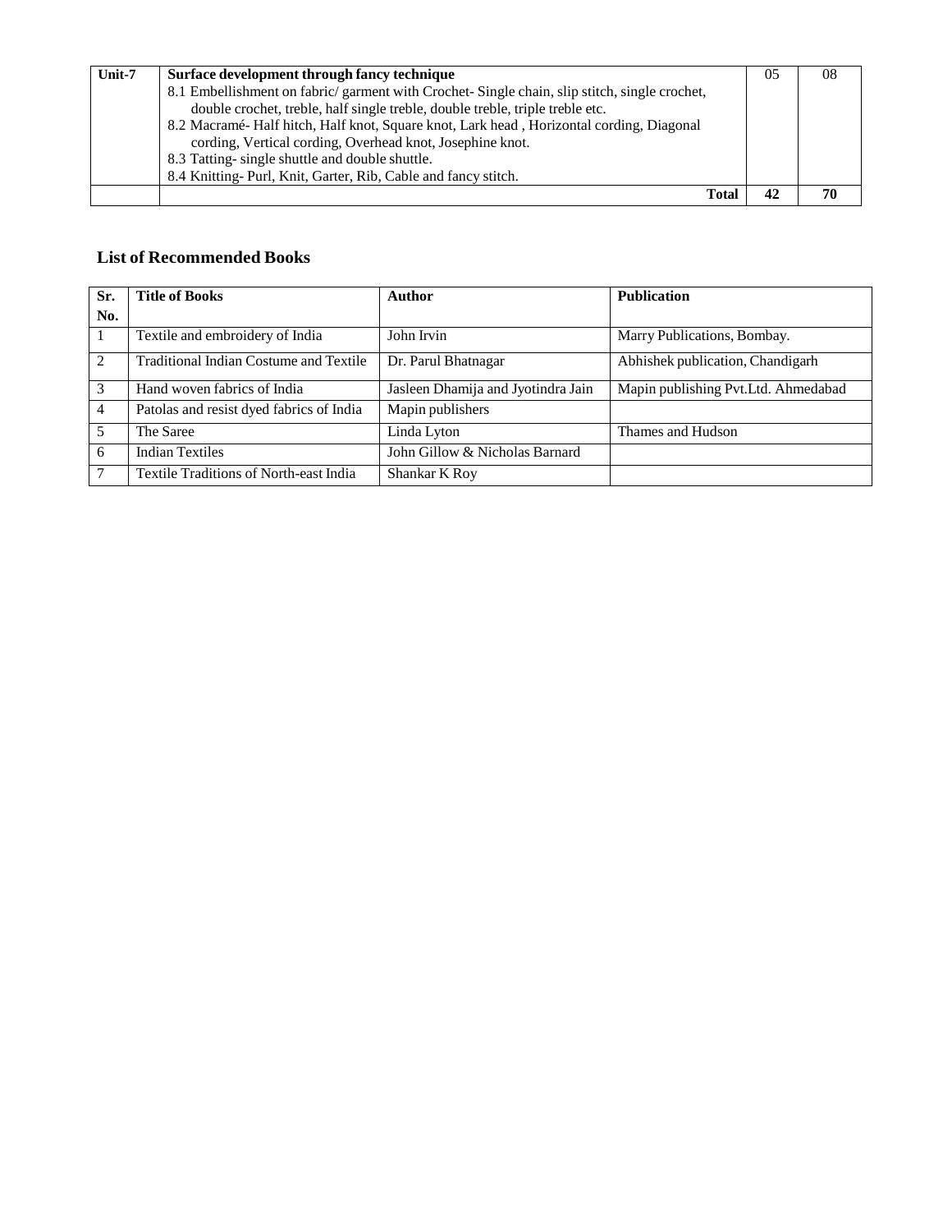| Unit-7 | **Surface development through fancy technique**<br>8.1 Embellishment on fabric/ garment with Crochet- Single chain, slip stitch, single crochet, double crochet, treble, half single treble, double treble, triple treble etc.<br>8.2 Macramé- Half hitch, Half knot, Square knot, Lark head , Horizontal cording, Diagonal cording, Vertical cording, Overhead knot, Josephine knot.<br>8.3 Tatting- single shuttle and double shuttle.<br>8.4 Knitting- Purl, Knit, Garter, Rib, Cable and fancy stitch. | 05 | 08 |
|---|---|---|---|
| | **Total** | **42** | **70** |

## List of Recommended Books

| Sr. No. | Title of Books | Author | Publication |
|---|---|---|---|
| 1 | Textile and embroidery of India | John Irvin | Marry Publications, Bombay. |
| 2 | Traditional Indian Costume and Textile | Dr. Parul Bhatnagar | Abhishek publication, Chandigarh |
| 3 | Hand woven fabrics of India | Jasleen Dhamija and Jyotindra Jain | Mapin publishing Pvt.Ltd. Ahmedabad |
| 4 | Patolas and resist dyed fabrics of India | Mapin publishers | |
| 5 | The Saree | Linda Lyton | Thames and Hudson |
| 6 | Indian Textiles | John Gillow & Nicholas Barnard | |
| 7 | Textile Traditions of North-east India | Shankar K Roy | |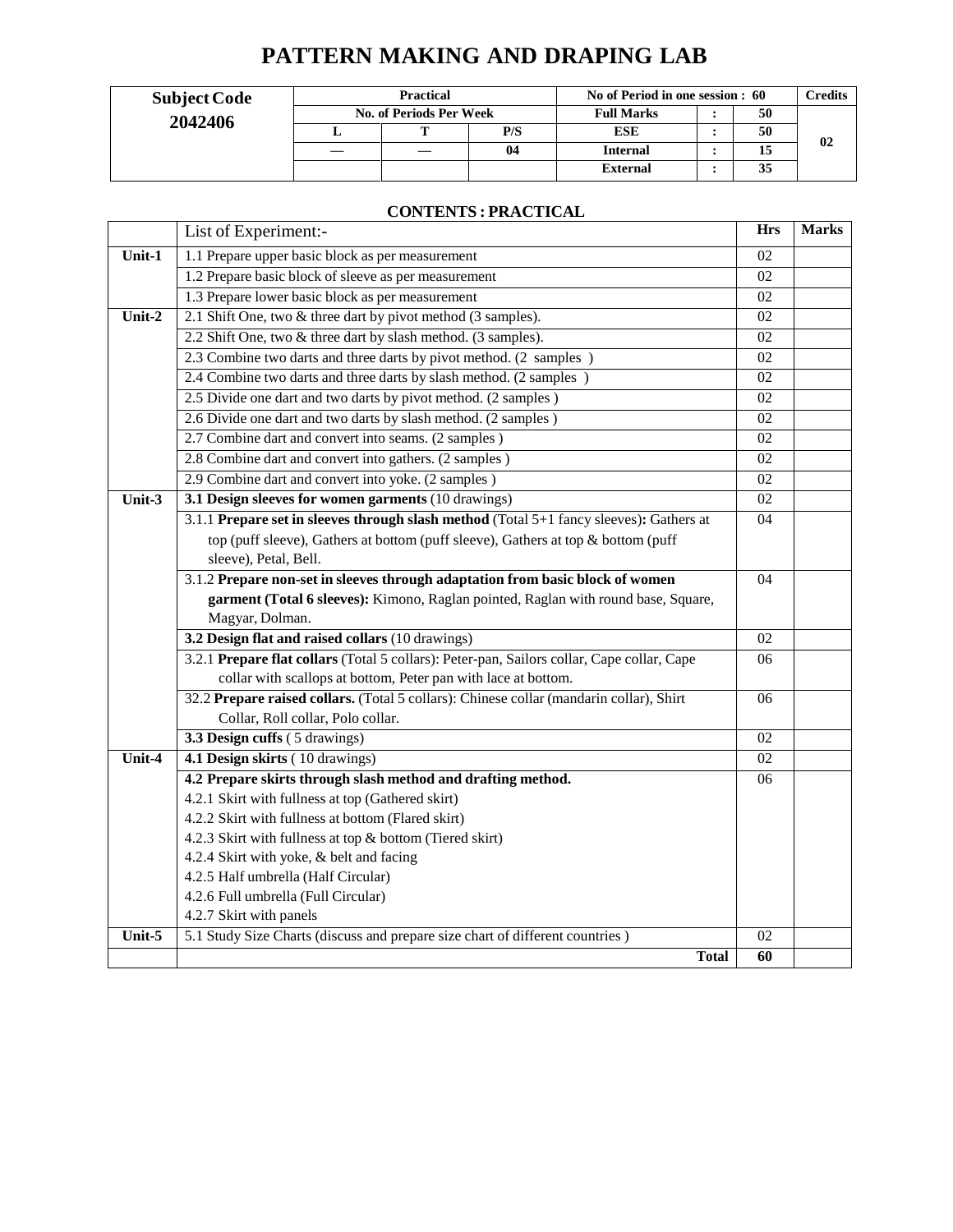# PATTERN MAKING AND DRAPING LAB

| Subject Code | Practical | | | No of Period in one session : 60 | | | Credits |
|---|---|---|---|---|---|---|---|
| 2042406 | No. of Periods Per Week | | | Full Marks | : | 50 | 02 |
| | L | T | P/S | ESE | : | 50 | |
| | — | — | 04 | Internal | : | 15 | |
| | | | | External | : | 35 | |

## CONTENTS : PRACTICAL

| | List of Experiment:- | Hrs | Marks |
|---|---|---|---|
| Unit-1 | 1.1 Prepare upper basic block as per measurement | 02 | |
| | 1.2 Prepare basic block of sleeve as per measurement | 02 | |
| | 1.3 Prepare lower basic block as per measurement | 02 | |
| Unit-2 | 2.1 Shift One, two & three dart by pivot method (3 samples). | 02 | |
| | 2.2 Shift One, two & three dart by slash method. (3 samples). | 02 | |
| | 2.3 Combine two darts and three darts by pivot method. (2 samples ) | 02 | |
| | 2.4 Combine two darts and three darts by slash method. (2 samples ) | 02 | |
| | 2.5 Divide one dart and two darts by pivot method. (2 samples ) | 02 | |
| | 2.6 Divide one dart and two darts by slash method. (2 samples ) | 02 | |
| | 2.7 Combine dart and convert into seams. (2 samples ) | 02 | |
| | 2.8 Combine dart and convert into gathers. (2 samples ) | 02 | |
| | 2.9 Combine dart and convert into yoke. (2 samples ) | 02 | |
| Unit-3 | **3.1 Design sleeves for women garments** (10 drawings) | 02 | |
| | 3.1.1 **Prepare set in sleeves through slash method** (Total 5+1 fancy sleeves)**:** Gathers at top (puff sleeve), Gathers at bottom (puff sleeve), Gathers at top & bottom (puff sleeve), Petal, Bell. | 04 | |
| | 3.1.2 **Prepare non-set in sleeves through adaptation from basic block of women garment (Total 6 sleeves):** Kimono, Raglan pointed, Raglan with round base, Square, Magyar, Dolman. | 04 | |
| | **3.2 Design flat and raised collars** (10 drawings) | 02 | |
| | 3.2.1 **Prepare flat collars** (Total 5 collars): Peter-pan, Sailors collar, Cape collar, Cape collar with scallops at bottom, Peter pan with lace at bottom. | 06 | |
| | 32.2 **Prepare raised collars.** (Total 5 collars): Chinese collar (mandarin collar), Shirt Collar, Roll collar, Polo collar. | 06 | |
| | **3.3 Design cuffs** ( 5 drawings) | 02 | |
| Unit-4 | **4.1 Design skirts** ( 10 drawings) | 02 | |
| | **4.2 Prepare skirts through slash method and drafting method.**<br>4.2.1 Skirt with fullness at top (Gathered skirt)<br>4.2.2 Skirt with fullness at bottom (Flared skirt)<br>4.2.3 Skirt with fullness at top & bottom (Tiered skirt)<br>4.2.4 Skirt with yoke, & belt and facing<br>4.2.5 Half umbrella (Half Circular)<br>4.2.6 Full umbrella (Full Circular)<br>4.2.7 Skirt with panels | 06 | |
| Unit-5 | 5.1 Study Size Charts (discuss and prepare size chart of different countries ) | 02 | |
| | **Total** | **60** | |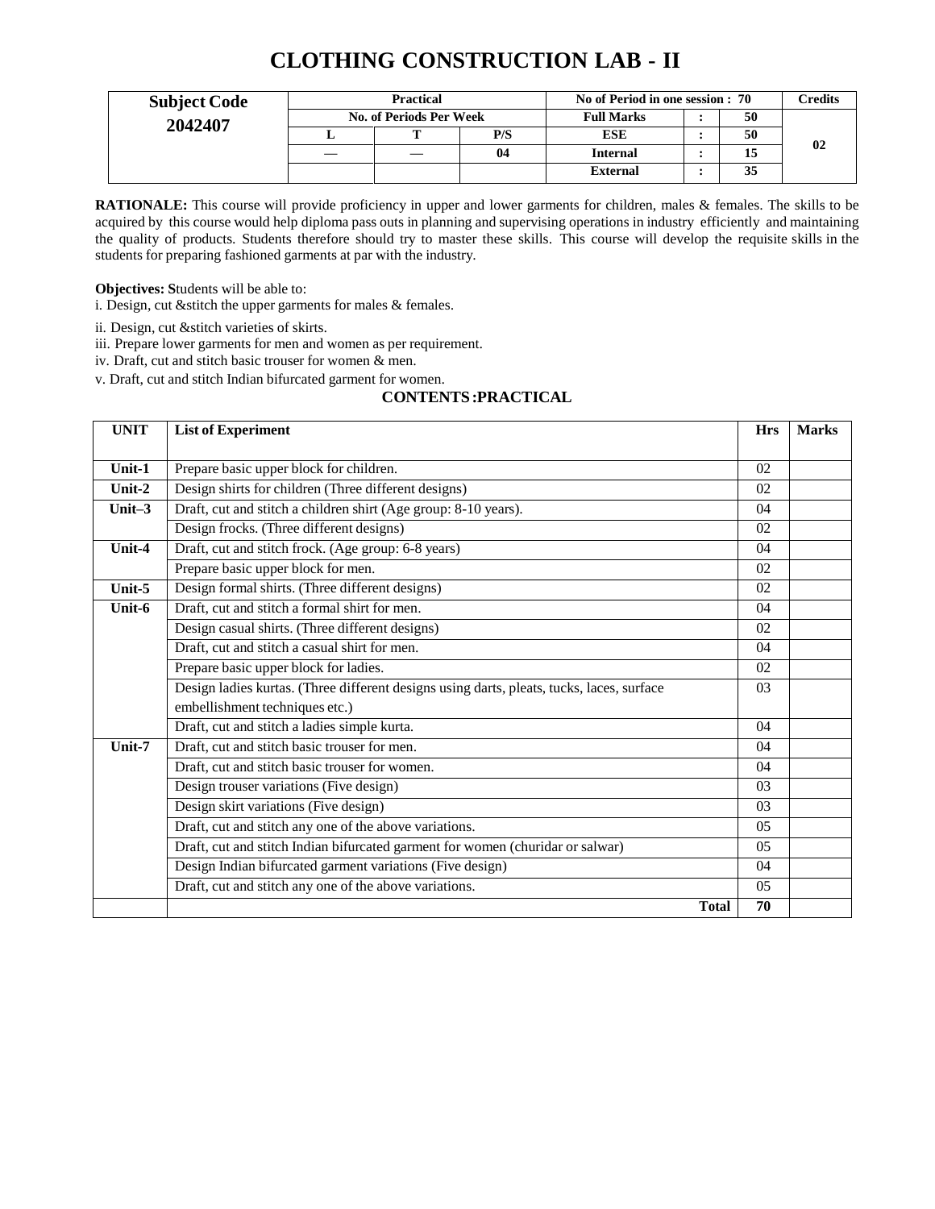# CLOTHING CONSTRUCTION LAB - II

| Subject Code 2042407 | Practical | | | No of Period in one session : 70 | | | Credits |
|---|---|---|---|---|---|---|---|
| | No. of Periods Per Week | | | Full Marks | : | 50 | |
| | L | T | P/S | ESE | : | 50 | 02 |
| | — | — | 04 | Internal | : | 15 | |
| | | | | External | : | 35 | |

**RATIONALE:** This course will provide proficiency in upper and lower garments for children, males & females. The skills to be acquired by this course would help diploma pass outs in planning and supervising operations in industry efficiently and maintaining the quality of products. Students therefore should try to master these skills. This course will develop the requisite skills in the students for preparing fashioned garments at par with the industry.

**Objectives: S**tudents will be able to:

i. Design, cut &stitch the upper garments for males & females.

ii. Design, cut &stitch varieties of skirts.

iii. Prepare lower garments for men and women as per requirement.

iv. Draft, cut and stitch basic trouser for women & men.

v. Draft, cut and stitch Indian bifurcated garment for women.

## CONTENTS :PRACTICAL

| UNIT | List of Experiment | Hrs | Marks |
|---|---|---|---|
| Unit-1 | Prepare basic upper block for children. | 02 | |
| Unit-2 | Design shirts for children (Three different designs) | 02 | |
| Unit–3 | Draft, cut and stitch a children shirt (Age group: 8-10 years). | 04 | |
| | Design frocks. (Three different designs) | 02 | |
| Unit-4 | Draft, cut and stitch frock. (Age group: 6-8 years) | 04 | |
| | Prepare basic upper block for men. | 02 | |
| Unit-5 | Design formal shirts. (Three different designs) | 02 | |
| Unit-6 | Draft, cut and stitch a formal shirt for men. | 04 | |
| | Design casual shirts. (Three different designs) | 02 | |
| | Draft, cut and stitch a casual shirt for men. | 04 | |
| | Prepare basic upper block for ladies. | 02 | |
| | Design ladies kurtas. (Three different designs using darts, pleats, tucks, laces, surface embellishment techniques etc.) | 03 | |
| | Draft, cut and stitch a ladies simple kurta. | 04 | |
| Unit-7 | Draft, cut and stitch basic trouser for men. | 04 | |
| | Draft, cut and stitch basic trouser for women. | 04 | |
| | Design trouser variations (Five design) | 03 | |
| | Design skirt variations (Five design) | 03 | |
| | Draft, cut and stitch any one of the above variations. | 05 | |
| | Draft, cut and stitch Indian bifurcated garment for women (churidar or salwar) | 05 | |
| | Design Indian bifurcated garment variations (Five design) | 04 | |
| | Draft, cut and stitch any one of the above variations. | 05 | |
| | **Total** | **70** | |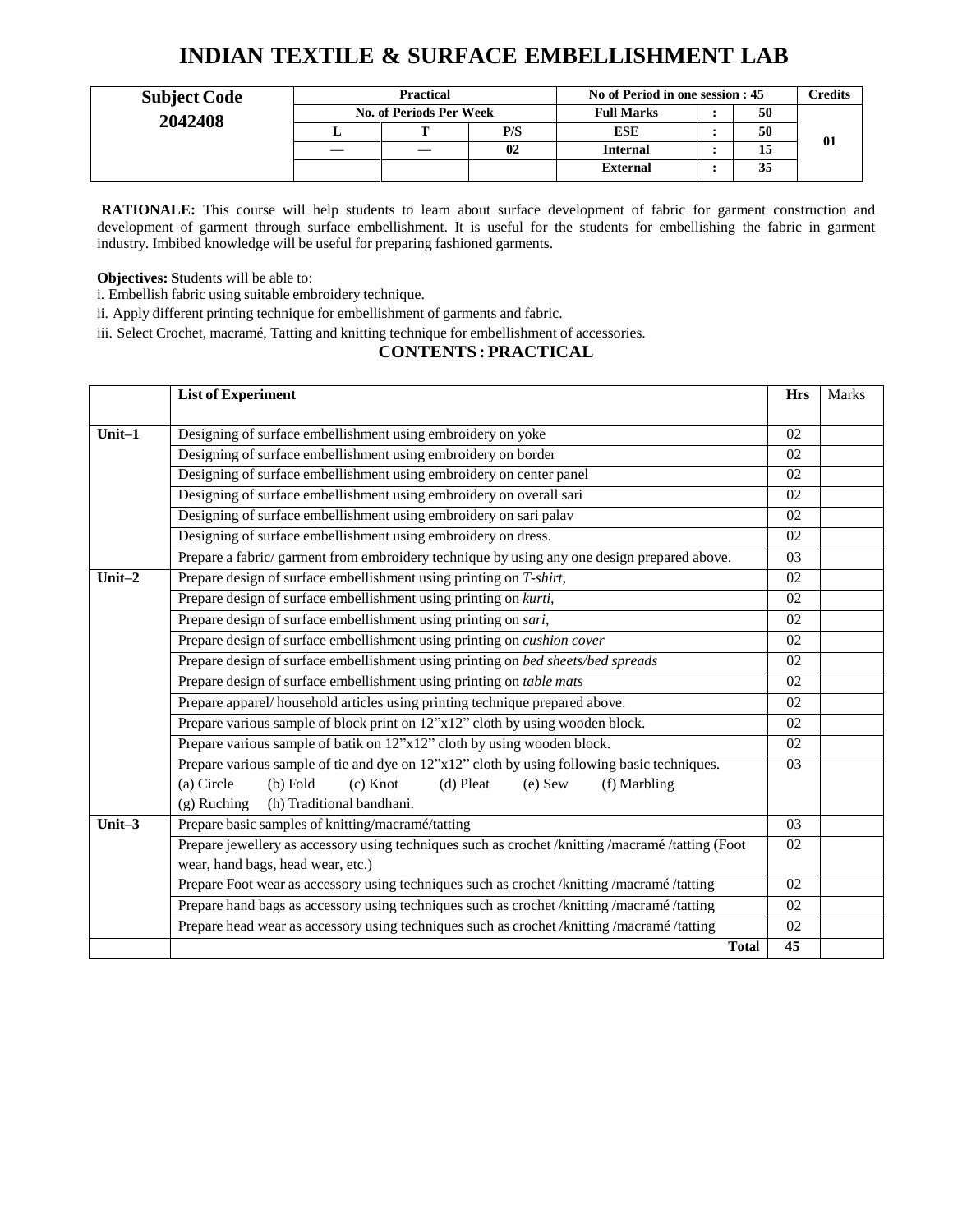# INDIAN TEXTILE & SURFACE EMBELLISHMENT LAB

| Subject Code | Practical | | | No of Period in one session : 45 | | | Credits |
|---|---|---|---|---|---|---|---|
| 2042408 | No. of Periods Per Week | | | Full Marks | : | 50 | |
| | L | T | P/S | ESE | : | 50 | 01 |
| | — | — | 02 | Internal | : | 15 | |
| | | | | External | : | 35 | |

**RATIONALE:** This course will help students to learn about surface development of fabric for garment construction and development of garment through surface embellishment. It is useful for the students for embellishing the fabric in garment industry. Imbibed knowledge will be useful for preparing fashioned garments.

**Objectives: S**tudents will be able to:

i. Embellish fabric using suitable embroidery technique.

ii. Apply different printing technique for embellishment of garments and fabric.

iii. Select Crochet, macramé, Tatting and knitting technique for embellishment of accessories.

## CONTENTS : PRACTICAL

| | List of Experiment | Hrs | Marks |
|---|---|---|---|
| Unit–1 | Designing of surface embellishment using embroidery on yoke | 02 | |
| | Designing of surface embellishment using embroidery on border | 02 | |
| | Designing of surface embellishment using embroidery on center panel | 02 | |
| | Designing of surface embellishment using embroidery on overall sari | 02 | |
| | Designing of surface embellishment using embroidery on sari palav | 02 | |
| | Designing of surface embellishment using embroidery on dress. | 02 | |
| | Prepare a fabric/ garment from embroidery technique by using any one design prepared above. | 03 | |
| Unit–2 | Prepare design of surface embellishment using printing on *T-shirt,* | 02 | |
| | Prepare design of surface embellishment using printing on *kurti,* | 02 | |
| | Prepare design of surface embellishment using printing on *sari,* | 02 | |
| | Prepare design of surface embellishment using printing on *cushion cover* | 02 | |
| | Prepare design of surface embellishment using printing on *bed sheets/bed spreads* | 02 | |
| | Prepare design of surface embellishment using printing on *table mats* | 02 | |
| | Prepare apparel/ household articles using printing technique prepared above. | 02 | |
| | Prepare various sample of block print on 12”x12” cloth by using wooden block. | 02 | |
| | Prepare various sample of batik on 12”x12” cloth by using wooden block. | 02 | |
| | Prepare various sample of tie and dye on 12”x12” cloth by using following basic techniques. (a) Circle (b) Fold (c) Knot (d) Pleat (e) Sew (f) Marbling (g) Ruching (h) Traditional bandhani. | 03 | |
| Unit–3 | Prepare basic samples of knitting/macramé/tatting | 03 | |
| | Prepare jewellery as accessory using techniques such as crochet /knitting /macramé /tatting (Foot wear, hand bags, head wear, etc.) | 02 | |
| | Prepare Foot wear as accessory using techniques such as crochet /knitting /macramé /tatting | 02 | |
| | Prepare hand bags as accessory using techniques such as crochet /knitting /macramé /tatting | 02 | |
| | Prepare head wear as accessory using techniques such as crochet /knitting /macramé /tatting | 02 | |
| | **Total** | **45** | |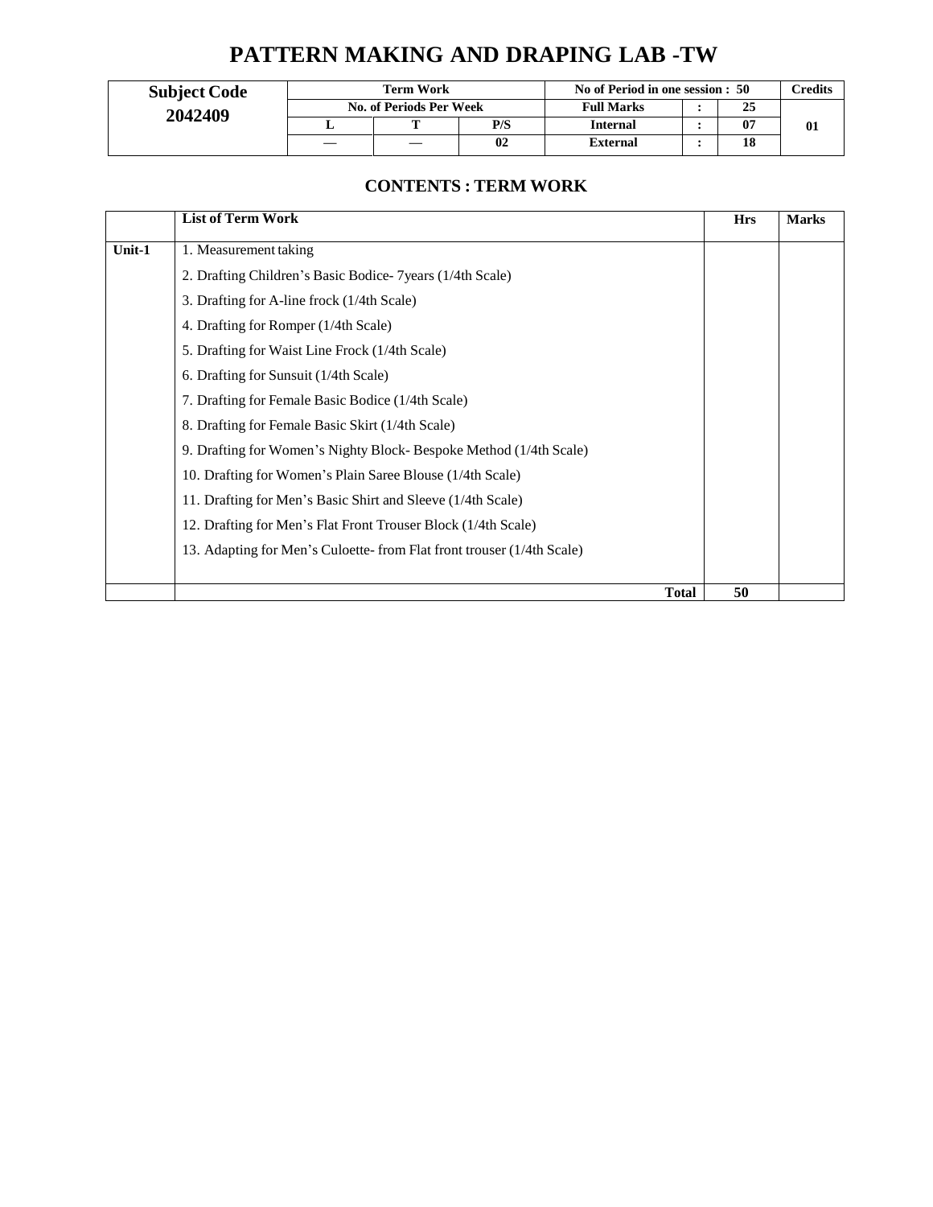# PATTERN MAKING AND DRAPING LAB -TW

| Subject Code | Term Work | | | No of Period in one session : 50 | | | Credits |
|---|---|---|---|---|---|---|---|
| 2042409 | No. of Periods Per Week | | | Full Marks | : | 25 | 01 |
| | L | T | P/S | Internal | : | 07 | |
| | — | — | 02 | External | : | 18 | |

## CONTENTS : TERM WORK

| | List of Term Work | Hrs | Marks |
|---|---|---|---|
| Unit-1 | 1. Measurement taking<br>2. Drafting Children's Basic Bodice- 7years (1/4th Scale)<br>3. Drafting for A-line frock (1/4th Scale)<br>4. Drafting for Romper (1/4th Scale)<br>5. Drafting for Waist Line Frock (1/4th Scale)<br>6. Drafting for Sunsuit (1/4th Scale)<br>7. Drafting for Female Basic Bodice (1/4th Scale)<br>8. Drafting for Female Basic Skirt (1/4th Scale)<br>9. Drafting for Women's Nighty Block- Bespoke Method (1/4th Scale)<br>10. Drafting for Women's Plain Saree Blouse (1/4th Scale)<br>11. Drafting for Men's Basic Shirt and Sleeve (1/4th Scale)<br>12. Drafting for Men's Flat Front Trouser Block (1/4th Scale)<br>13. Adapting for Men's Culoette- from Flat front trouser (1/4th Scale) | | |
| | **Total** | **50** | |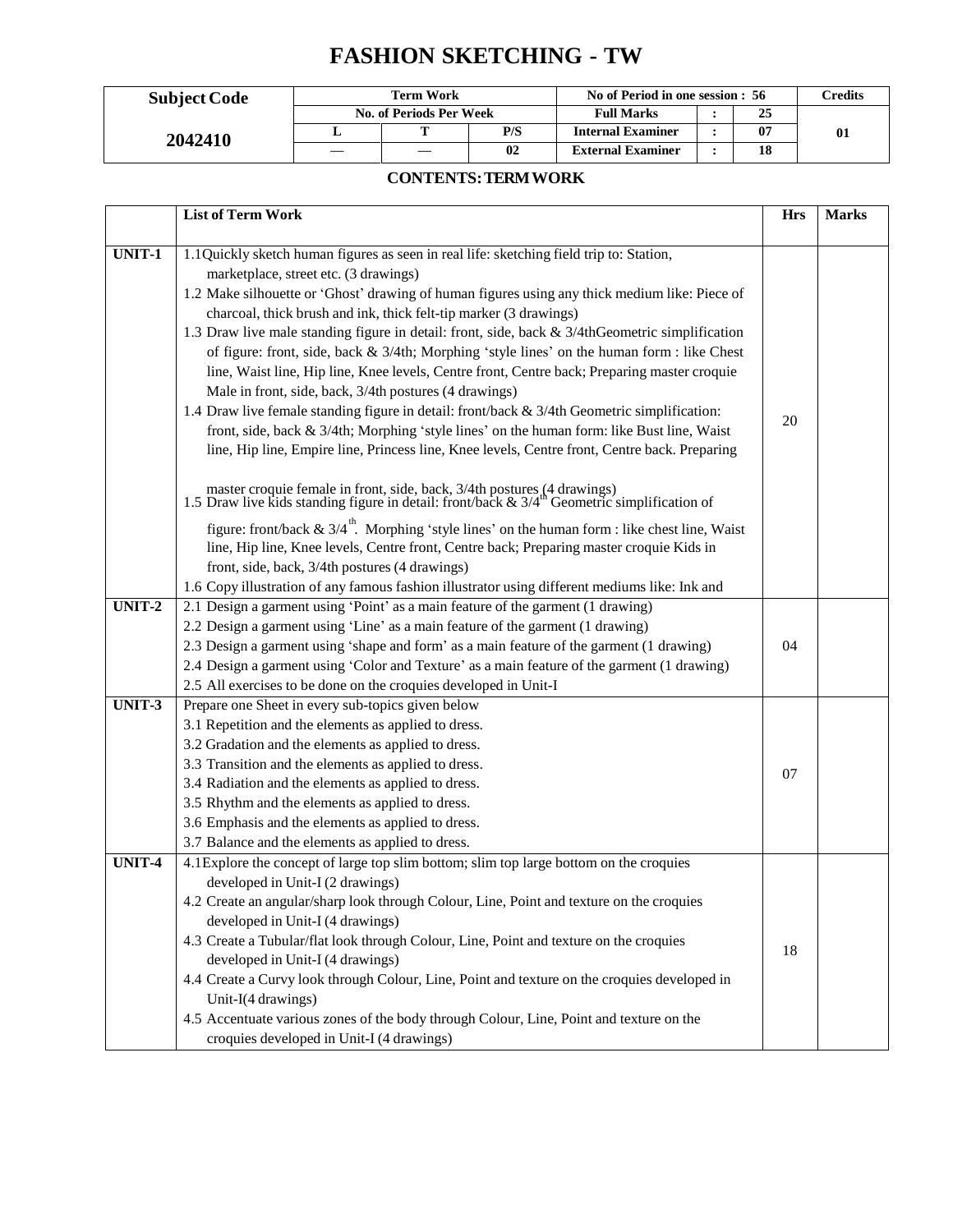# FASHION SKETCHING - TW

| Subject Code | Term Work | | | No of Period in one session : 56 | | | Credits |
|---|---|---|---|---|---|---|---|
| | No. of Periods Per Week | | | Full Marks | : | 25 | |
| 2042410 | L | T | P/S | Internal Examiner | : | 07 | 01 |
| | — | — | 02 | External Examiner | : | 18 | |

### CONTENTS: TERM WORK

| | List of Term Work | Hrs | Marks |
|---|---|---|---|
| UNIT-1 | 1.1 Quickly sketch human figures as seen in real life: sketching field trip to: Station, marketplace, street etc. (3 drawings)<br>1.2 Make silhouette or 'Ghost' drawing of human figures using any thick medium like: Piece of charcoal, thick brush and ink, thick felt-tip marker (3 drawings)<br>1.3 Draw live male standing figure in detail: front, side, back & 3/4th Geometric simplification of figure: front, side, back & 3/4th; Morphing 'style lines' on the human form : like Chest line, Waist line, Hip line, Knee levels, Centre front, Centre back; Preparing master croquie Male in front, side, back, 3/4th postures (4 drawings)<br>1.4 Draw live female standing figure in detail: front/back & 3/4th Geometric simplification: front, side, back & 3/4th; Morphing 'style lines' on the human form: like Bust line, Waist line, Hip line, Empire line, Princess line, Knee levels, Centre front, Centre back. Preparing master croquie female in front, side, back, 3/4th postures (4 drawings)<br>1.5 Draw live kids standing figure in detail: front/back & 3/4th Geometric simplification of figure: front/back & 3/4th. Morphing 'style lines' on the human form : like chest line, Waist line, Hip line, Knee levels, Centre front, Centre back; Preparing master croquie Kids in front, side, back, 3/4th postures (4 drawings)<br>1.6 Copy illustration of any famous fashion illustrator using different mediums like: Ink and | 20 | |
| UNIT-2 | 2.1 Design a garment using 'Point' as a main feature of the garment (1 drawing)<br>2.2 Design a garment using 'Line' as a main feature of the garment (1 drawing)<br>2.3 Design a garment using 'shape and form' as a main feature of the garment (1 drawing)<br>2.4 Design a garment using 'Color and Texture' as a main feature of the garment (1 drawing)<br>2.5 All exercises to be done on the croquies developed in Unit-I | 04 | |
| UNIT-3 | Prepare one Sheet in every sub-topics given below<br>3.1 Repetition and the elements as applied to dress.<br>3.2 Gradation and the elements as applied to dress.<br>3.3 Transition and the elements as applied to dress.<br>3.4 Radiation and the elements as applied to dress.<br>3.5 Rhythm and the elements as applied to dress.<br>3.6 Emphasis and the elements as applied to dress.<br>3.7 Balance and the elements as applied to dress. | 07 | |
| UNIT-4 | 4.1 Explore the concept of large top slim bottom; slim top large bottom on the croquies developed in Unit-I (2 drawings)<br>4.2 Create an angular/sharp look through Colour, Line, Point and texture on the croquies developed in Unit-I (4 drawings)<br>4.3 Create a Tubular/flat look through Colour, Line, Point and texture on the croquies developed in Unit-I (4 drawings)<br>4.4 Create a Curvy look through Colour, Line, Point and texture on the croquies developed in Unit-I(4 drawings)<br>4.5 Accentuate various zones of the body through Colour, Line, Point and texture on the croquies developed in Unit-I (4 drawings) | 18 | |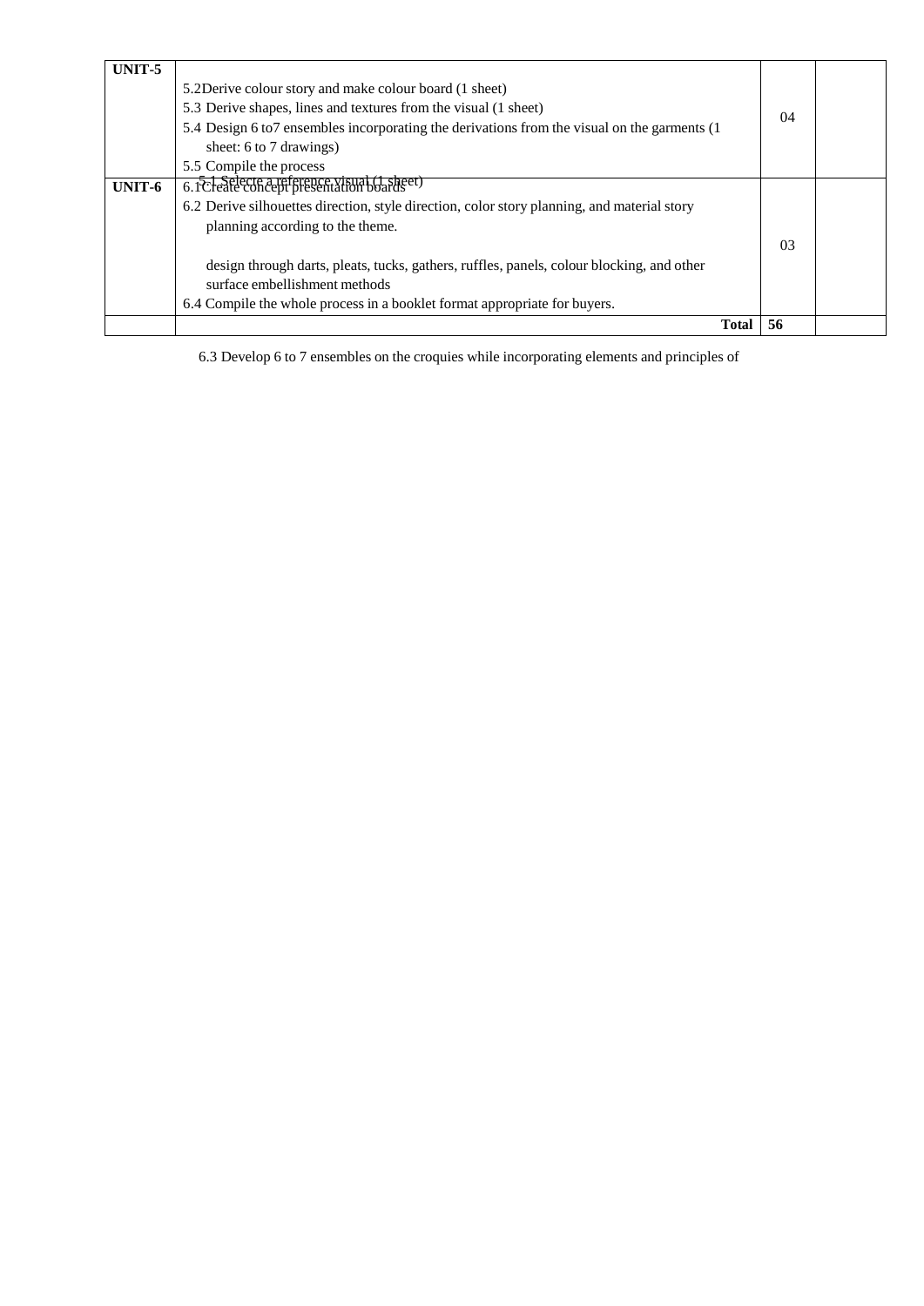| UNIT-5 | 5.1 Selecte a reference visual (1 sheet)<br>5.2Derive colour story and make colour board (1 sheet)<br>5.3 Derive shapes, lines and textures from the visual (1 sheet)<br>5.4 Design 6 to7 ensembles incorporating the derivations from the visual on the garments (1 sheet: 6 to 7 drawings)<br>5.5 Compile the process | 04 | |
|---|---|---|---|
| UNIT-6 | 6.1Create concept presentation boards<br>6.2 Derive silhouettes direction, style direction, color story planning, and material story planning according to the theme.<br>6.3 Develop 6 to 7 ensembles on the croquies while incorporating elements and principles of design through darts, pleats, tucks, gathers, ruffles, panels, colour blocking, and other surface embellishment methods<br>6.4 Compile the whole process in a booklet format appropriate for buyers. | 03 | |
| | **Total** | **56** | |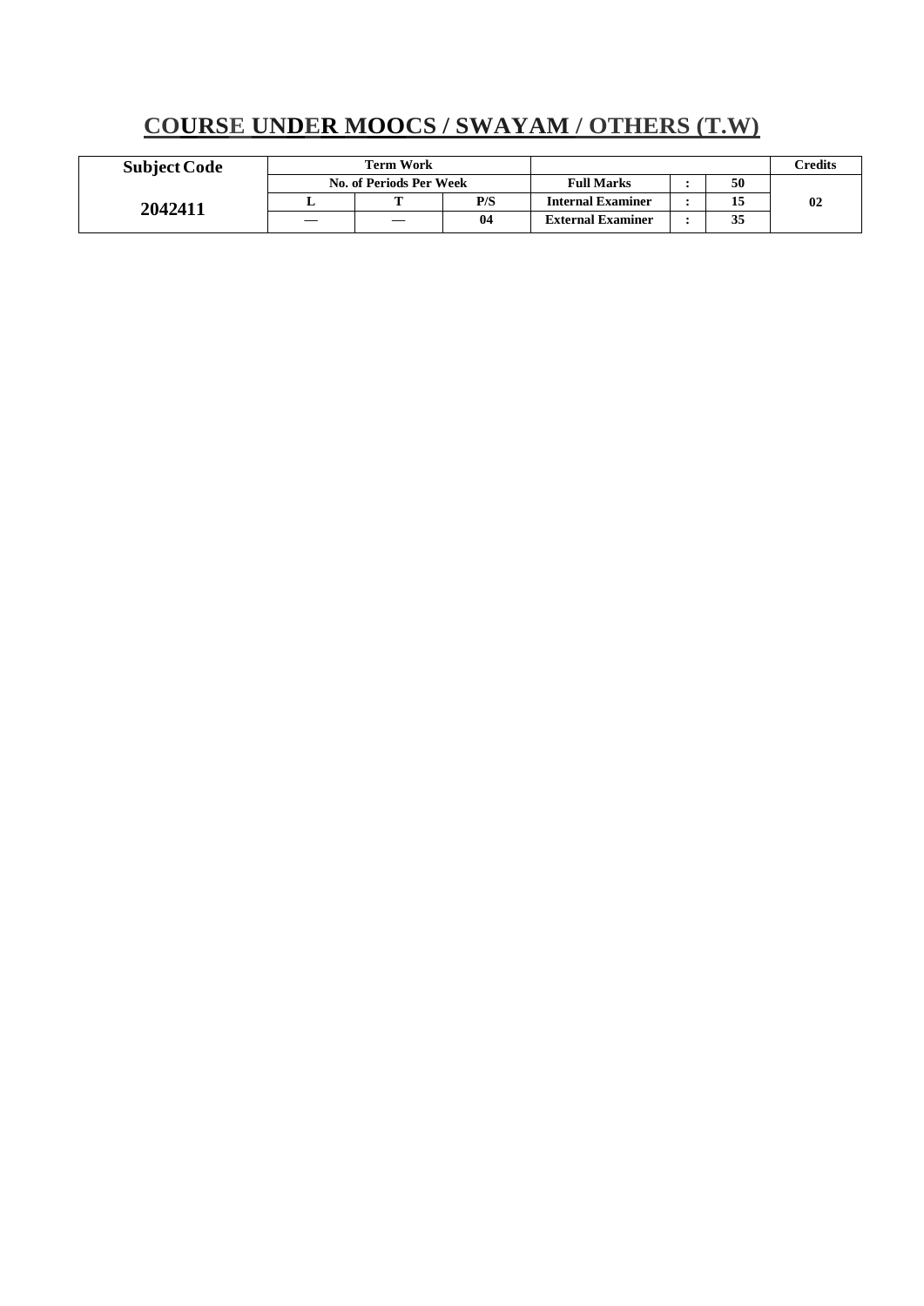# COURSE UNDER MOOCS / SWAYAM / OTHERS (T.W)

| Subject Code | Term Work | | | | | | Credits |
|---|---|---|---|---|---|---|---|
| | No. of Periods Per Week | | | Full Marks | : | 50 | |
| 2042411 | L | T | P/S | Internal Examiner | : | 15 | 02 |
| | — | — | 04 | External Examiner | : | 35 | |